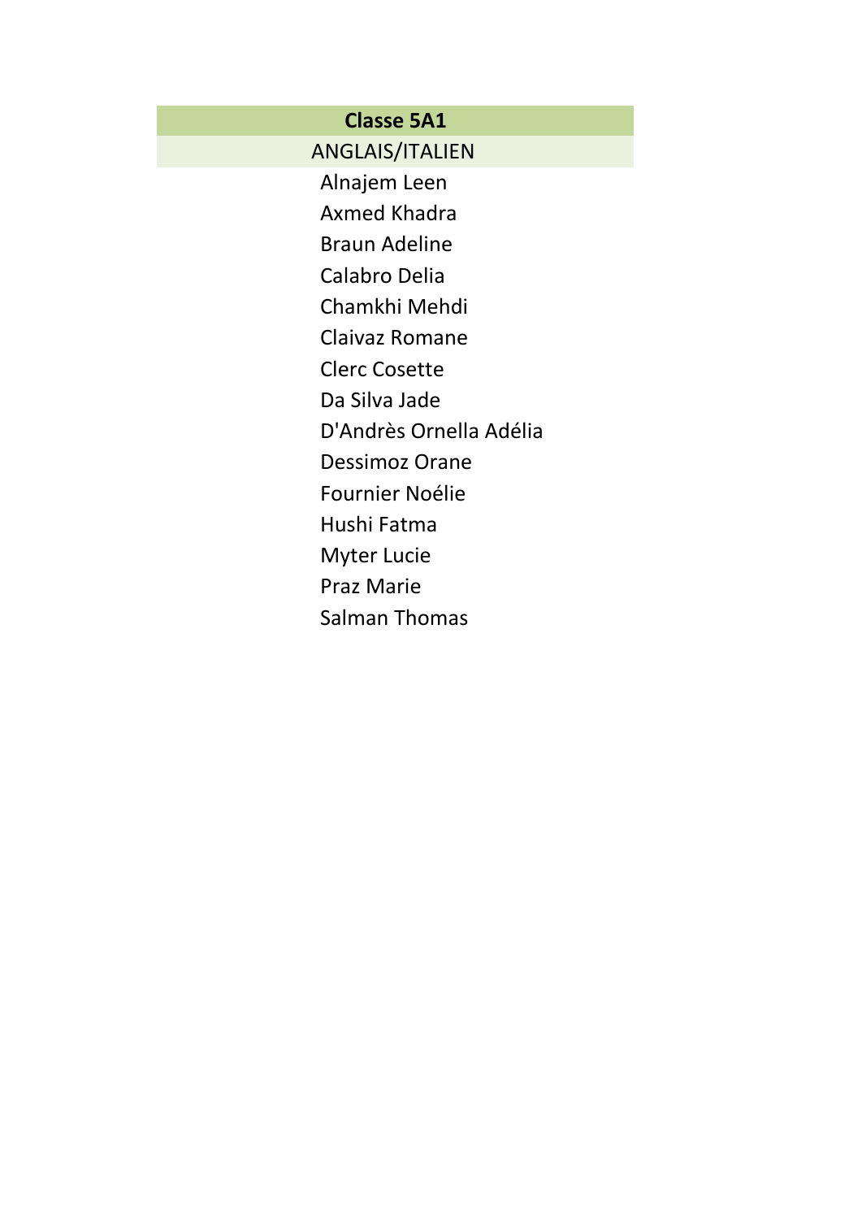## Classe 5A1

ANGLAIS/ITALIEN

Alnajem Leen
Axmed Khadra
Braun Adeline
Calabro Delia
Chamkhi Mehdi
Claivaz Romane
Clerc Cosette
Da Silva Jade
D'Andrès Ornella Adélia
Dessimoz Orane
Fournier Noélie
Hushi Fatma
Myter Lucie
Praz Marie
Salman Thomas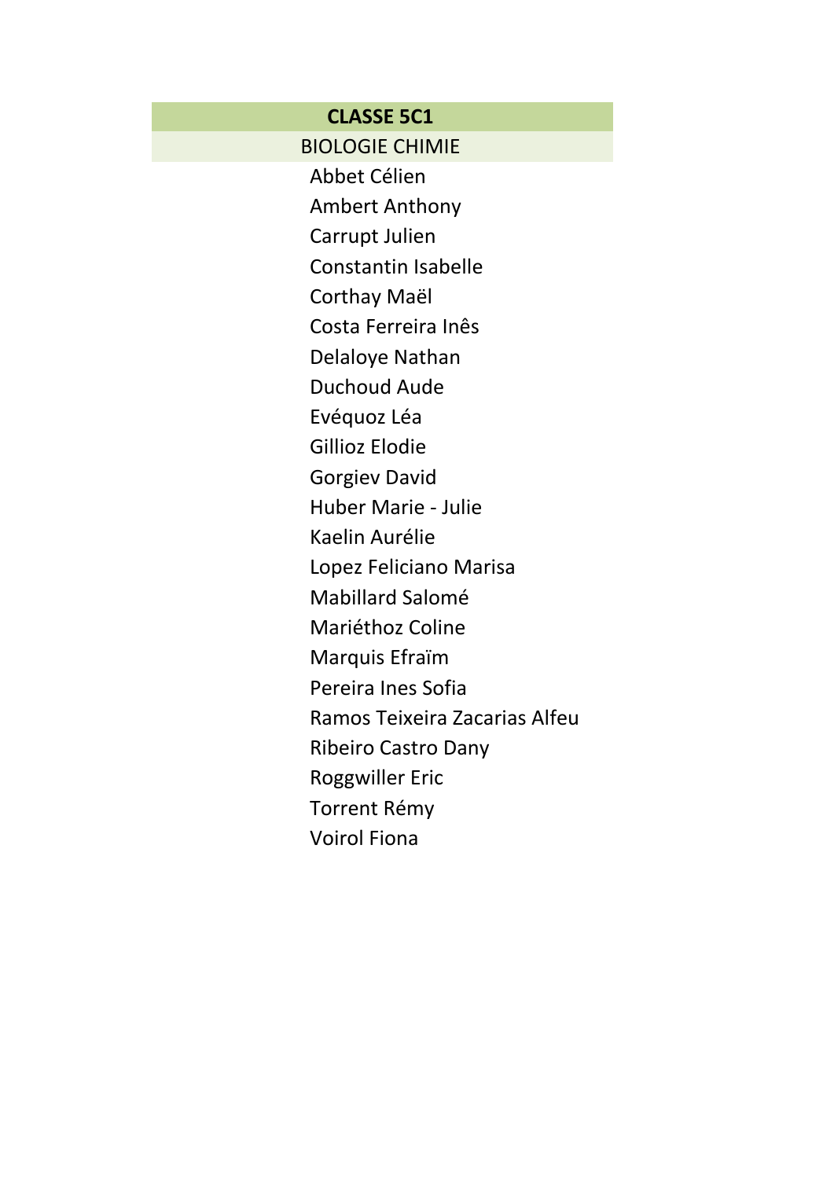## CLASSE 5C1

### BIOLOGIE CHIMIE

Abbet Célien
Ambert Anthony
Carrupt Julien
Constantin Isabelle
Corthay Maël
Costa Ferreira Inês
Delaloye Nathan
Duchoud Aude
Evéquoz Léa
Gillioz Elodie
Gorgiev David
Huber Marie - Julie
Kaelin Aurélie
Lopez Feliciano Marisa
Mabillard Salomé
Mariéthoz Coline
Marquis Efraïm
Pereira Ines Sofia
Ramos Teixeira Zacarias Alfeu
Ribeiro Castro Dany
Roggwiller Eric
Torrent Rémy
Voirol Fiona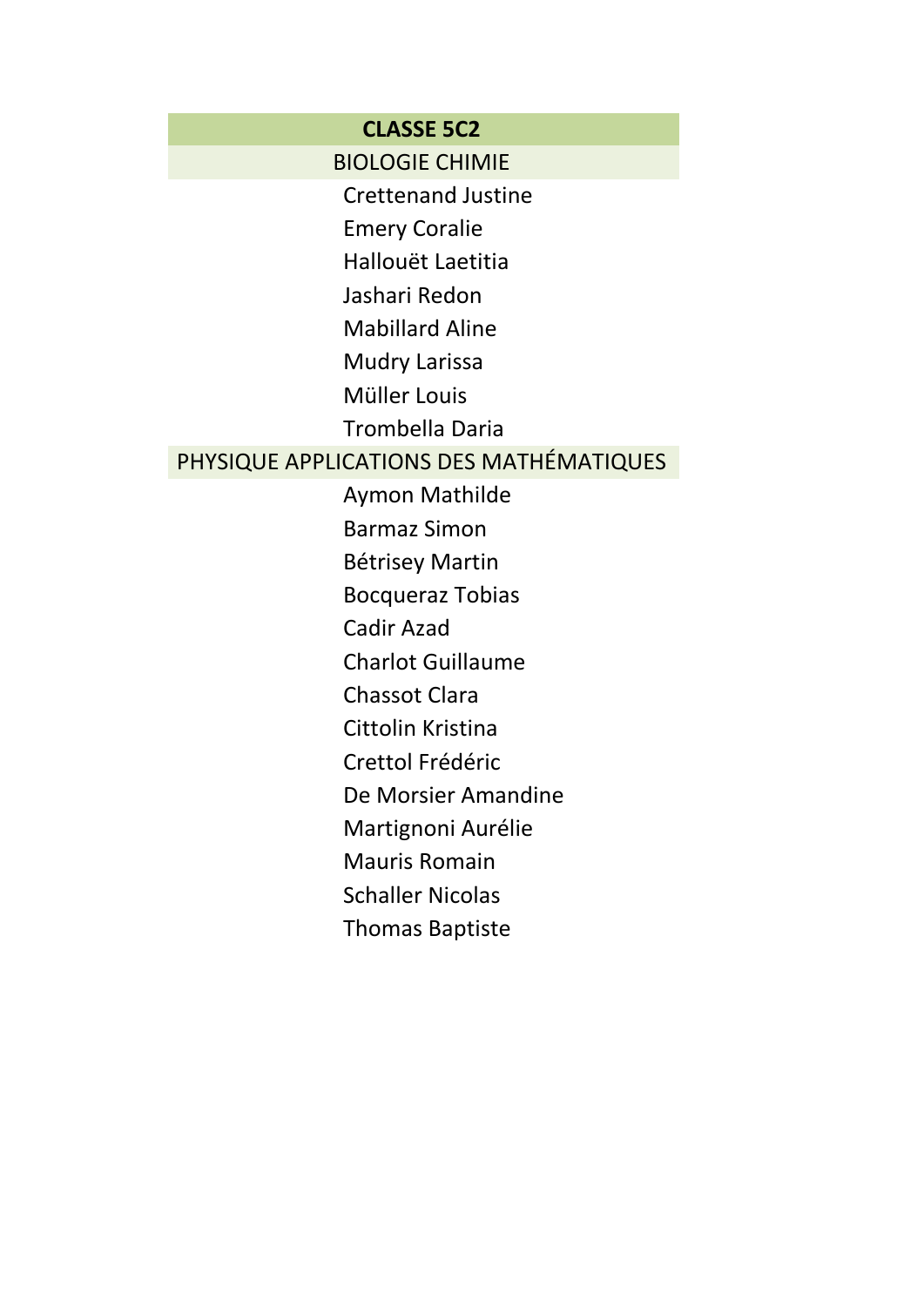## CLASSE 5C2

### BIOLOGIE CHIMIE

- Crettenand Justine
- Emery Coralie
- Hallouët Laetitia
- Jashari Redon
- Mabillard Aline
- Mudry Larissa
- Müller Louis
- Trombella Daria

### PHYSIQUE APPLICATIONS DES MATHÉMATIQUES

- Aymon Mathilde
- Barmaz Simon
- Bétrisey Martin
- Bocqueraz Tobias
- Cadir Azad
- Charlot Guillaume
- Chassot Clara
- Cittolin Kristina
- Crettol Frédéric
- De Morsier Amandine
- Martignoni Aurélie
- Mauris Romain
- Schaller Nicolas
- Thomas Baptiste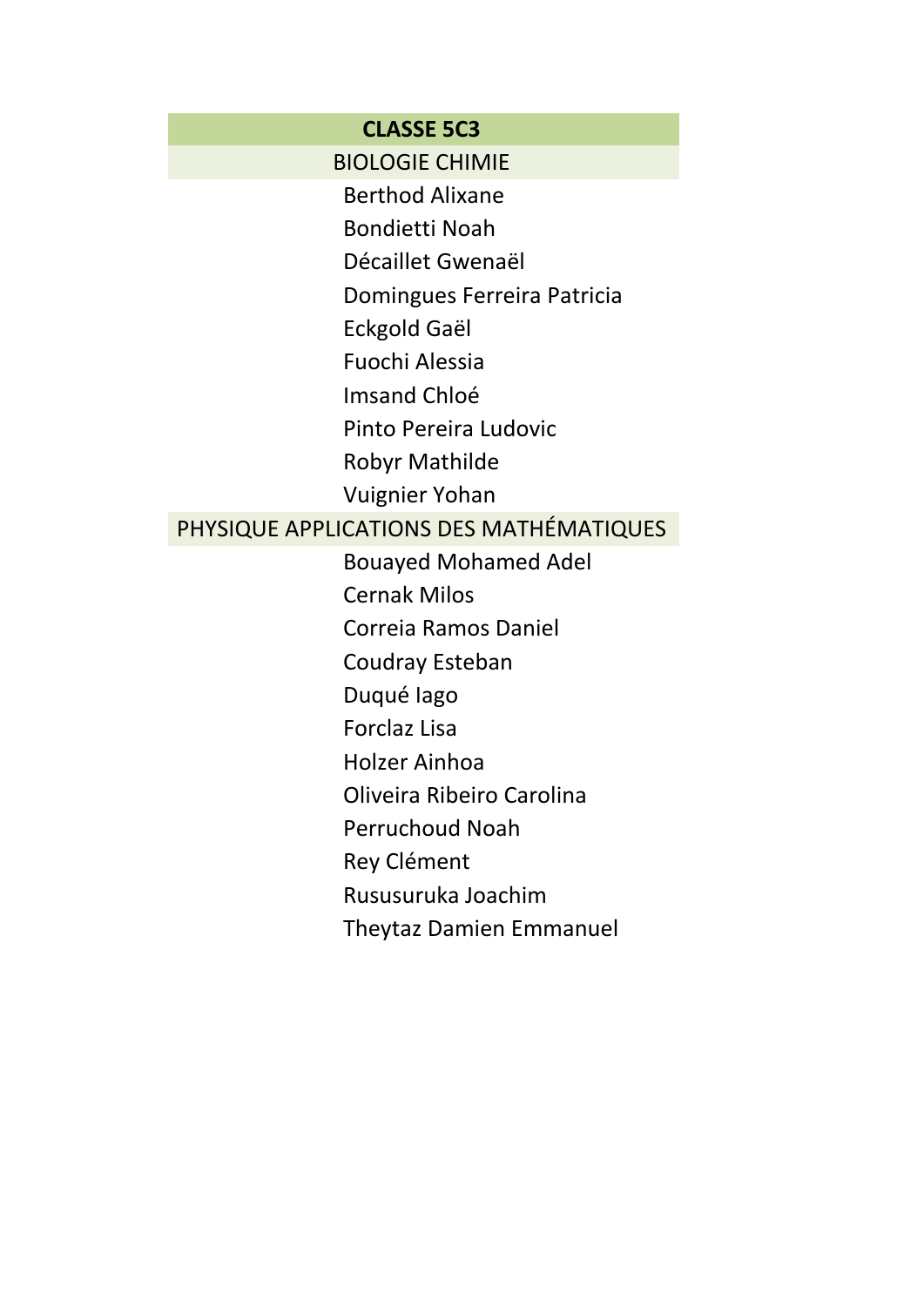## CLASSE 5C3

### BIOLOGIE CHIMIE

Berthod Alixane
Bondietti Noah
Décaillet Gwenaël
Domingues Ferreira Patricia
Eckgold Gaël
Fuochi Alessia
Imsand Chloé
Pinto Pereira Ludovic
Robyr Mathilde
Vuignier Yohan

### PHYSIQUE APPLICATIONS DES MATHÉMATIQUES

Bouayed Mohamed Adel
Cernak Milos
Correia Ramos Daniel
Coudray Esteban
Duqué Iago
Forclaz Lisa
Holzer Ainhoa
Oliveira Ribeiro Carolina
Perruchoud Noah
Rey Clément
Rususuruka Joachim
Theytaz Damien Emmanuel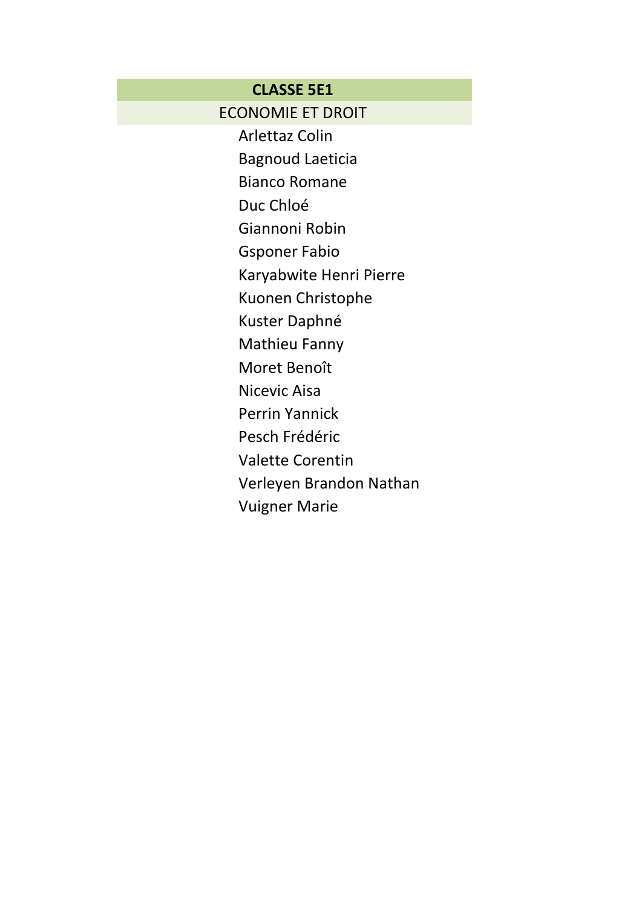| CLASSE 5E1 |
| --- |
| ECONOMIE ET DROIT |
| Arlettaz Colin |
| Bagnoud Laeticia |
| Bianco Romane |
| Duc Chloé |
| Giannoni Robin |
| Gsponer Fabio |
| Karyabwite Henri Pierre |
| Kuonen Christophe |
| Kuster Daphné |
| Mathieu Fanny |
| Moret Benoît |
| Nicevic Aisa |
| Perrin Yannick |
| Pesch Frédéric |
| Valette Corentin |
| Verleyen Brandon Nathan |
| Vuigner Marie |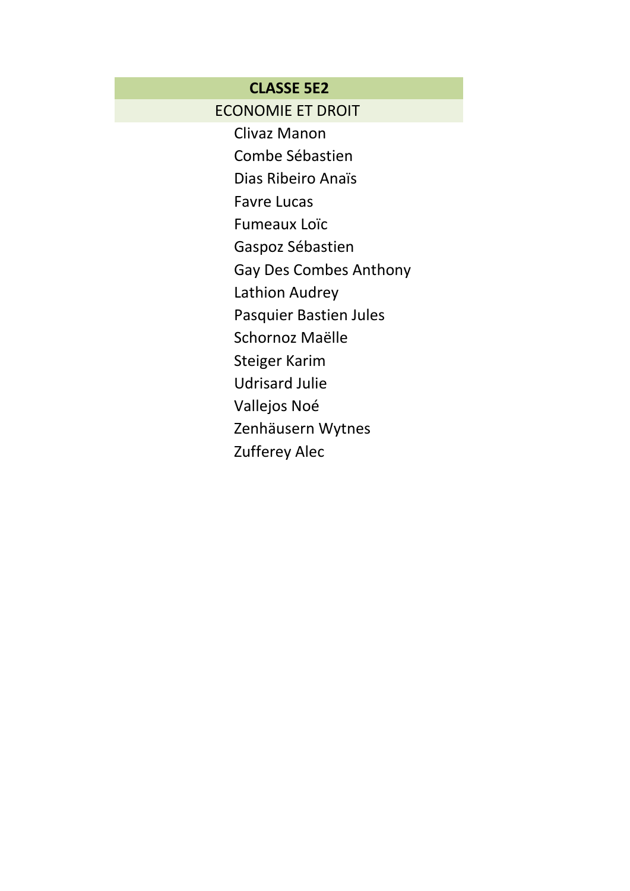## CLASSE 5E2

### ECONOMIE ET DROIT

Clivaz Manon
Combe Sébastien
Dias Ribeiro Anaïs
Favre Lucas
Fumeaux Loïc
Gaspoz Sébastien
Gay Des Combes Anthony
Lathion Audrey
Pasquier Bastien Jules
Schornoz Maëlle
Steiger Karim
Udrisard Julie
Vallejos Noé
Zenhäusern Wytnes
Zufferey Alec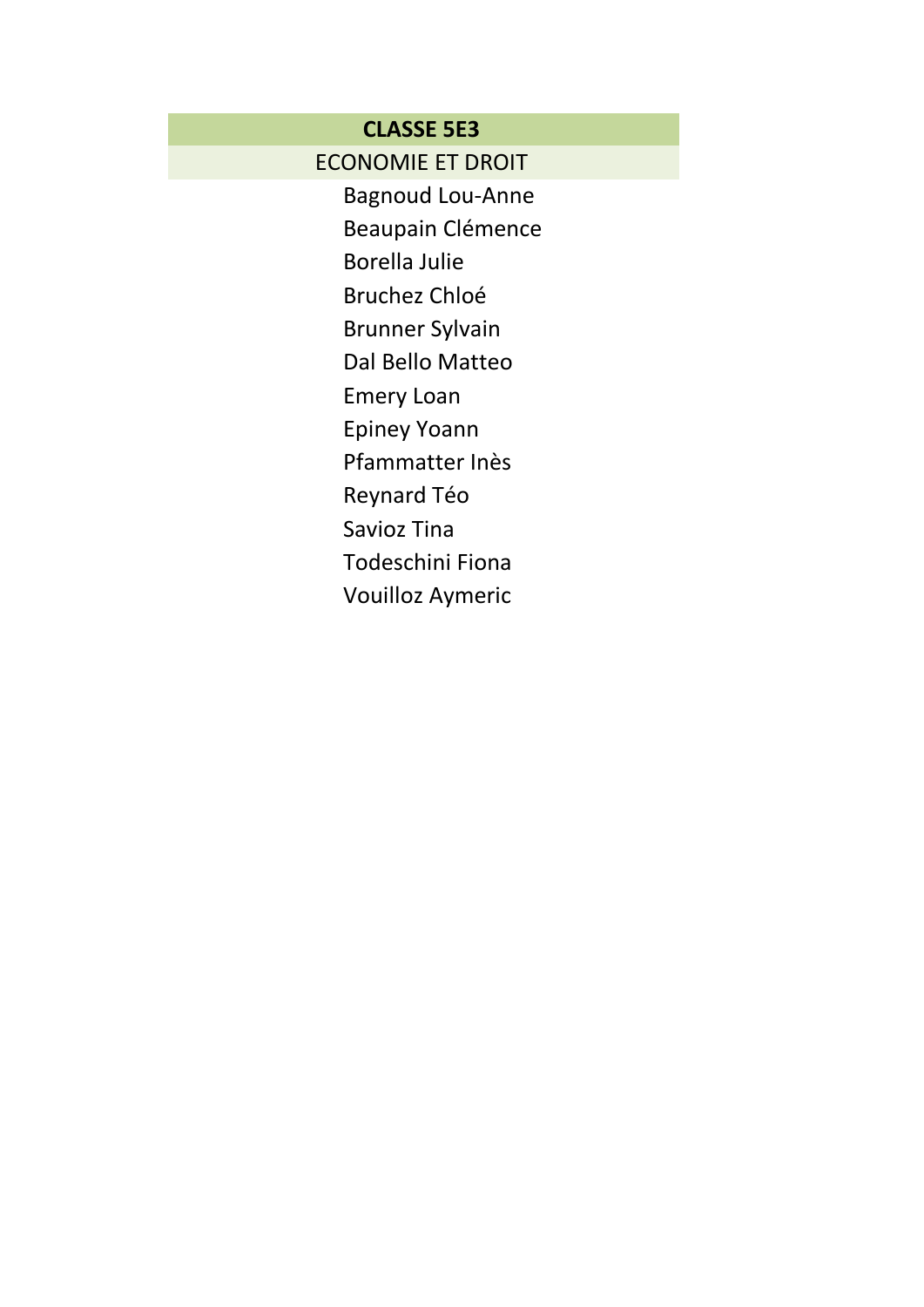**CLASSE 5E3**

ECONOMIE ET DROIT

- Bagnoud Lou-Anne
- Beaupain Clémence
- Borella Julie
- Bruchez Chloé
- Brunner Sylvain
- Dal Bello Matteo
- Emery Loan
- Epiney Yoann
- Pfammatter Inès
- Reynard Téo
- Savioz Tina
- Todeschini Fiona
- Vouilloz Aymeric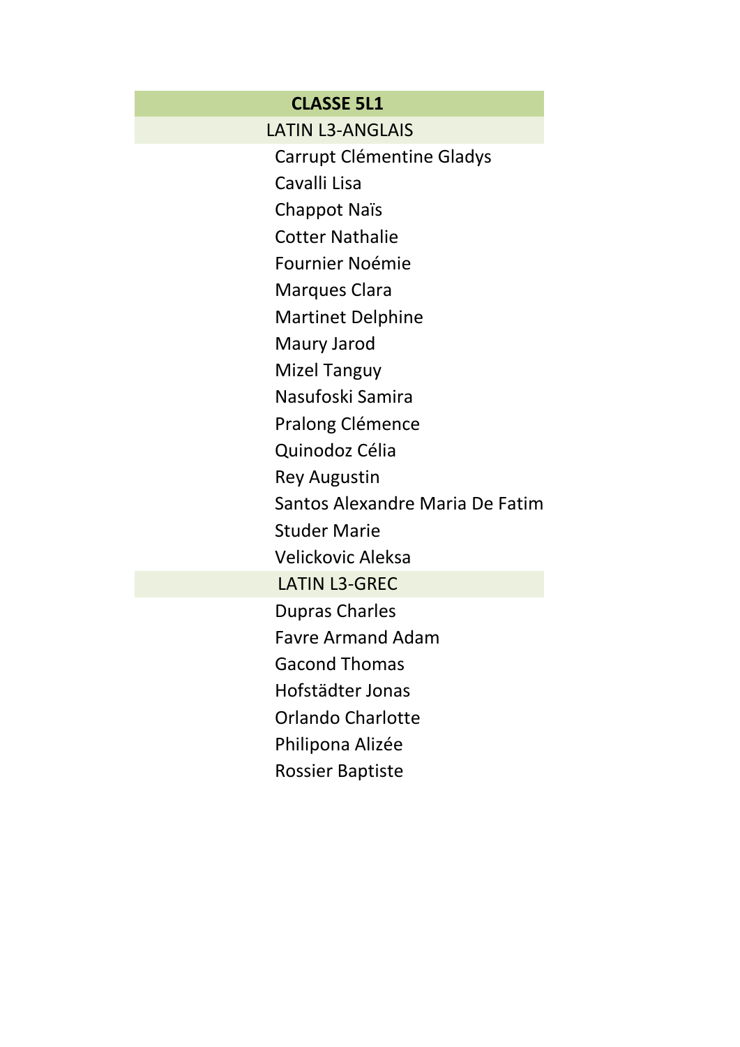## CLASSE 5L1

### LATIN L3-ANGLAIS

Carrupt Clémentine Gladys
Cavalli Lisa
Chappot Naïs
Cotter Nathalie
Fournier Noémie
Marques Clara
Martinet Delphine
Maury Jarod
Mizel Tanguy
Nasufoski Samira
Pralong Clémence
Quinodoz Célia
Rey Augustin
Santos Alexandre Maria De Fatim
Studer Marie
Velickovic Aleksa

### LATIN L3-GREC

Dupras Charles
Favre Armand Adam
Gacond Thomas
Hofstädter Jonas
Orlando Charlotte
Philipona Alizée
Rossier Baptiste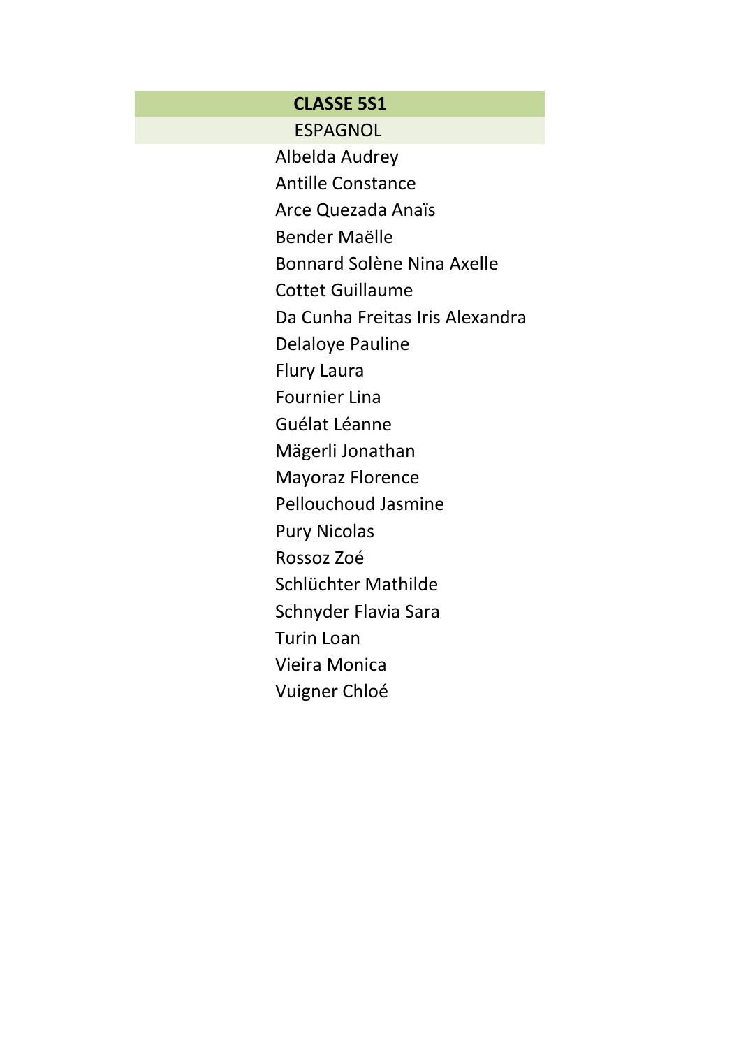| CLASSE 5S1 |
| --- |
| ESPAGNOL |
| Albelda Audrey |
| Antille Constance |
| Arce Quezada Anaïs |
| Bender Maëlle |
| Bonnard Solène Nina Axelle |
| Cottet Guillaume |
| Da Cunha Freitas Iris Alexandra |
| Delaloye Pauline |
| Flury Laura |
| Fournier Lina |
| Guélat Léanne |
| Mägerli Jonathan |
| Mayoraz Florence |
| Pellouchoud Jasmine |
| Pury Nicolas |
| Rossoz Zoé |
| Schlüchter Mathilde |
| Schnyder Flavia Sara |
| Turin Loan |
| Vieira Monica |
| Vuigner Chloé |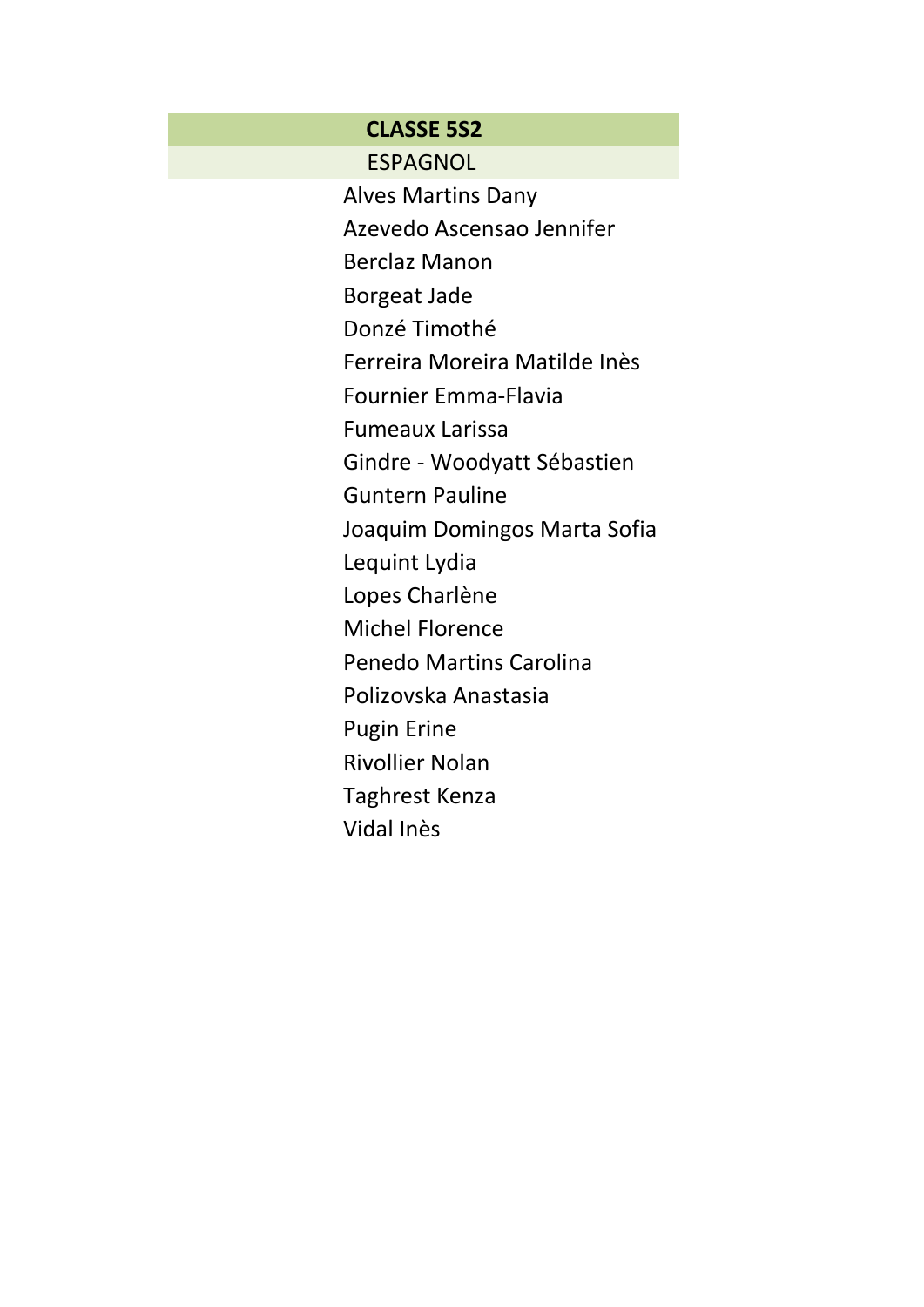## CLASSE 5S2

ESPAGNOL

Alves Martins Dany
Azevedo Ascensao Jennifer
Berclaz Manon
Borgeat Jade
Donzé Timothé
Ferreira Moreira Matilde Inès
Fournier Emma-Flavia
Fumeaux Larissa
Gindre - Woodyatt Sébastien
Guntern Pauline
Joaquim Domingos Marta Sofia
Lequint Lydia
Lopes Charlène
Michel Florence
Penedo Martins Carolina
Polizovska Anastasia
Pugin Erine
Rivollier Nolan
Taghrest Kenza
Vidal Inès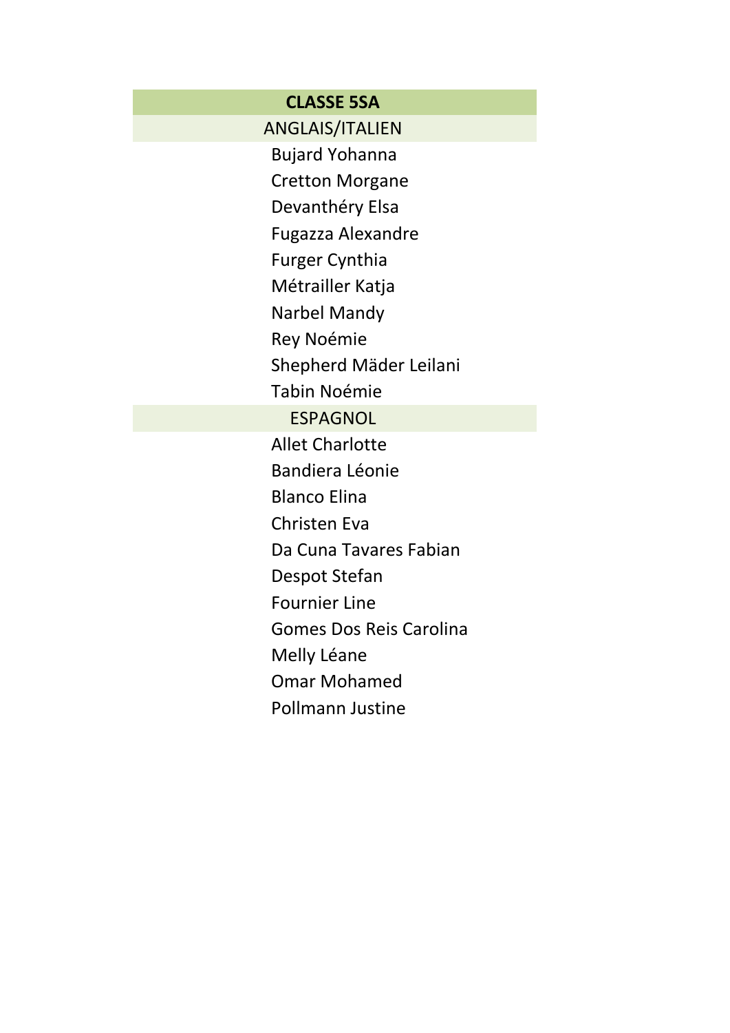| CLASSE 5SA |
| --- |
| ANGLAIS/ITALIEN |
| Bujard Yohanna |
| Cretton Morgane |
| Devanthéry Elsa |
| Fugazza Alexandre |
| Furger Cynthia |
| Métrailler Katja |
| Narbel Mandy |
| Rey Noémie |
| Shepherd Mäder Leilani |
| Tabin Noémie |
| ESPAGNOL |
| Allet Charlotte |
| Bandiera Léonie |
| Blanco Elina |
| Christen Eva |
| Da Cuna Tavares Fabian |
| Despot Stefan |
| Fournier Line |
| Gomes Dos Reis Carolina |
| Melly Léane |
| Omar Mohamed |
| Pollmann Justine |